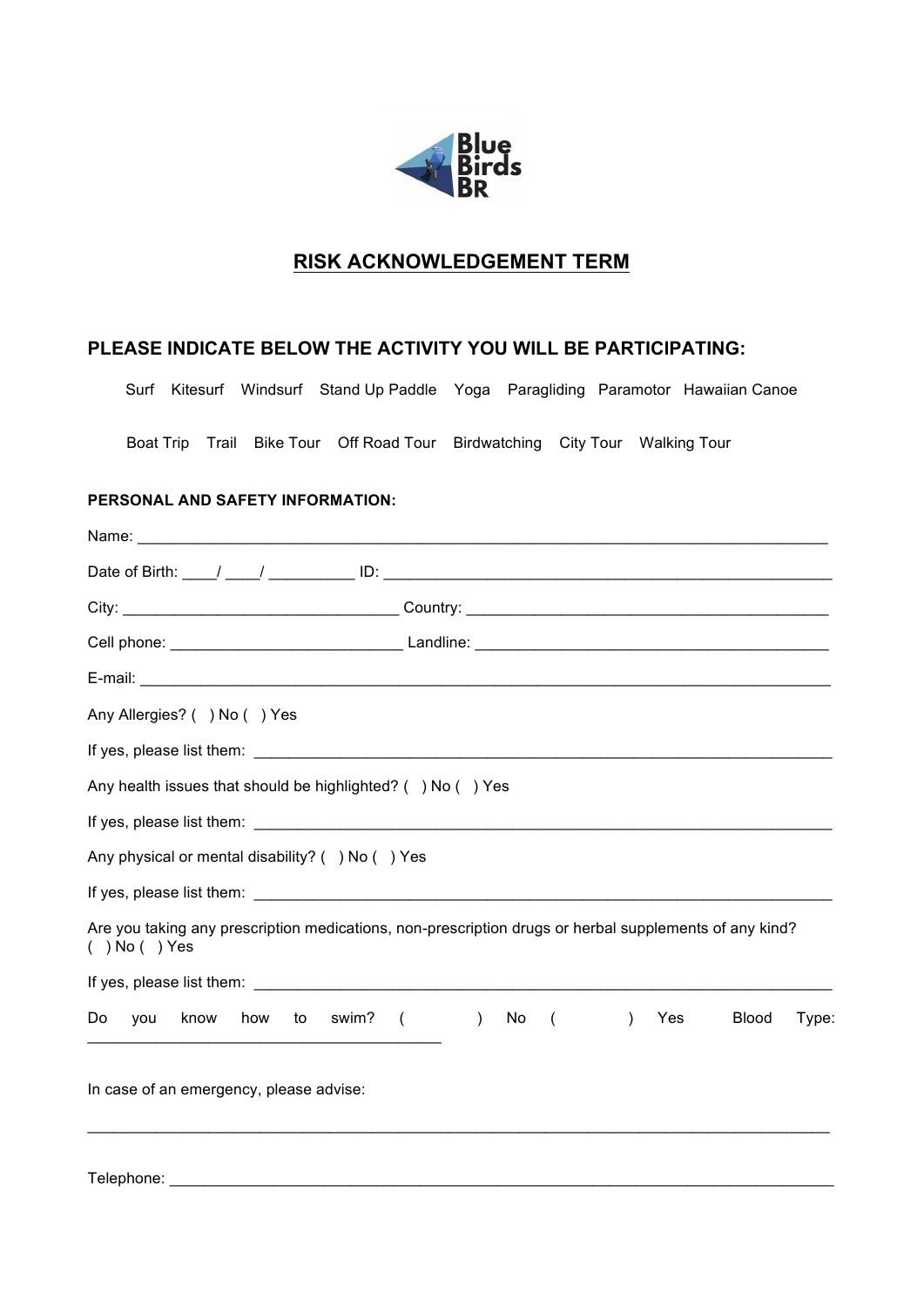Blue Birds BR

# RISK ACKNOWLEDGEMENT TERM

## PLEASE INDICATE BELOW THE ACTIVITY YOU WILL BE PARTICIPATING:

Surf Kitesurf Windsurf Stand Up Paddle Yoga Paragliding Paramotor Hawaiian Canoe

Boat Trip Trail Bike Tour Off Road Tour Birdwatching City Tour Walking Tour

**PERSONAL AND SAFETY INFORMATION:**

Name: ______________________________________________________________________________

Date of Birth: ____/ ____/ __________ ID: _____________________________________________________

City: ________________________________ Country: ________________________________________

Cell phone: __________________________ Landline: ________________________________________

E-mail: _____________________________________________________________________________

Any Allergies? ( ) No ( ) Yes

If yes, please list them: _________________________________________________________________

Any health issues that should be highlighted? ( ) No ( ) Yes

If yes, please list them: _________________________________________________________________

Any physical or mental disability? ( ) No ( ) Yes

If yes, please list them: _________________________________________________________________

Are you taking any prescription medications, non-prescription drugs or herbal supplements of any kind?
( ) No ( ) Yes

If yes, please list them: _________________________________________________________________

Do you know how to swim? ( ) No ( ) Yes Blood Type: _______________________________________

In case of an emergency, please advise:

_____________________________________________________________________________________

Telephone: ___________________________________________________________________________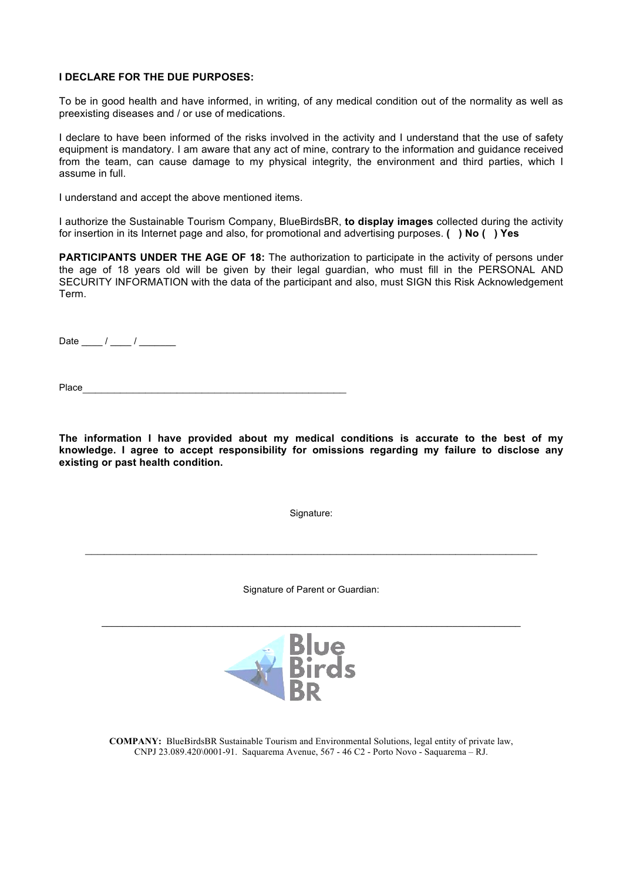**I DECLARE FOR THE DUE PURPOSES:**

To be in good health and have informed, in writing, of any medical condition out of the normality as well as preexisting diseases and / or use of medications.

I declare to have been informed of the risks involved in the activity and I understand that the use of safety equipment is mandatory. I am aware that any act of mine, contrary to the information and guidance received from the team, can cause damage to my physical integrity, the environment and third parties, which I assume in full.

I understand and accept the above mentioned items.

I authorize the Sustainable Tourism Company, BlueBirdsBR, **to display images** collected during the activity for insertion in its Internet page and also, for promotional and advertising purposes. **( ) No ( ) Yes**

**PARTICIPANTS UNDER THE AGE OF 18:** The authorization to participate in the activity of persons under the age of 18 years old will be given by their legal guardian, who must fill in the PERSONAL AND SECURITY INFORMATION with the data of the participant and also, must SIGN this Risk Acknowledgement Term.

Date ____ / ____ / _______

Place_________________________________________________

**The information I have provided about my medical conditions is accurate to the best of my knowledge. I agree to accept responsibility for omissions regarding my failure to disclose any existing or past health condition.**

Signature:

_____________________________________________________________________________

Signature of Parent or Guardian:

_____________________________________________________________________________

Blue Birds BR

**COMPANY:** BlueBirdsBR Sustainable Tourism and Environmental Solutions, legal entity of private law, CNPJ 23.089.420\0001-91. Saquarema Avenue, 567 - 46 C2 - Porto Novo - Saquarema – RJ.